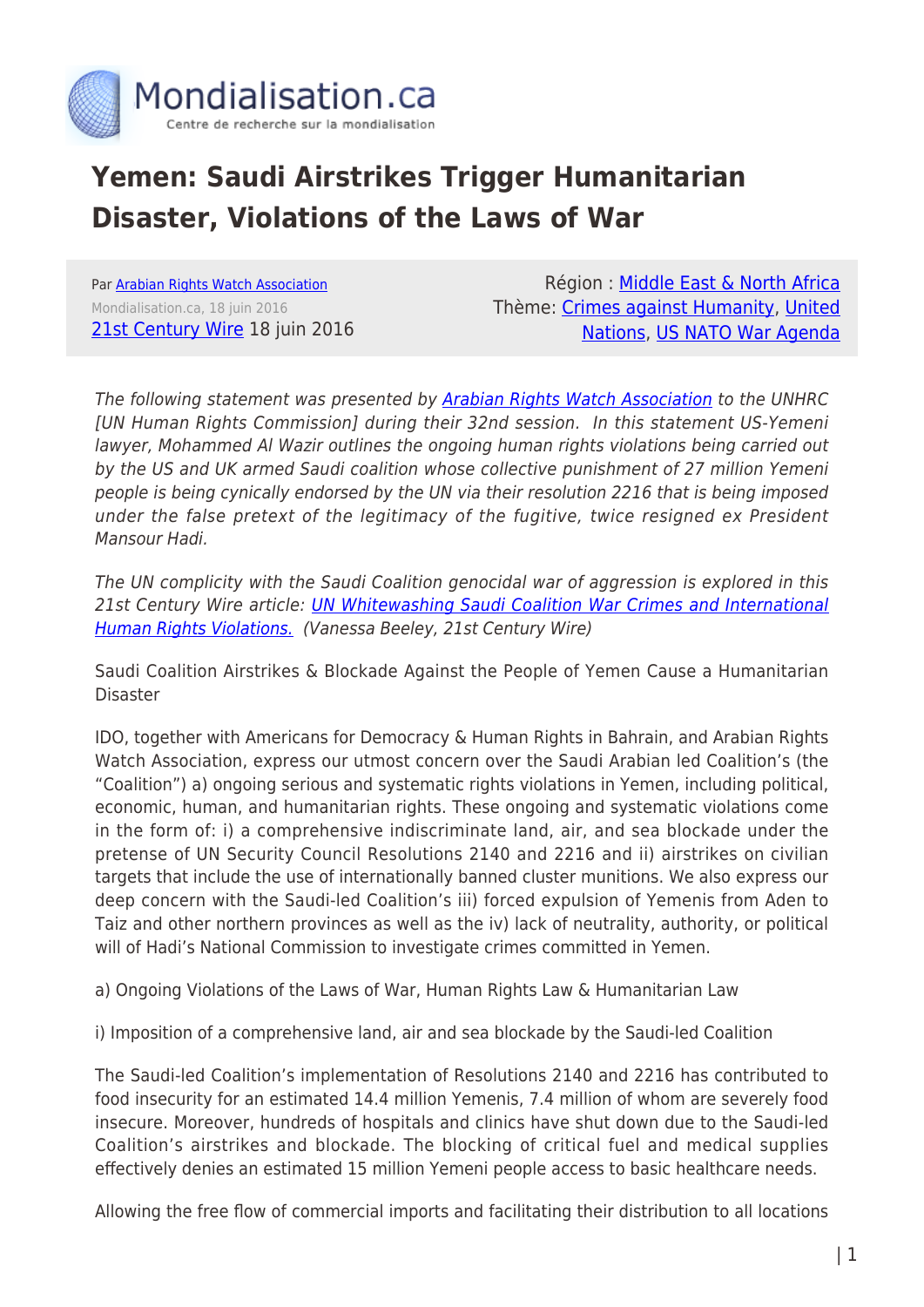# Yemen: Saudi Airstrikes Trigger Humanitarian Disaster, Violations of the Laws of War

Par [Arabian Rights Watch Association]
Mondialisation.ca, 18 juin 2016
[21st Century Wire] 18 juin 2016

Région : [Middle East & North Africa]
Thème: [Crimes against Humanity], [United Nations], [US NATO War Agenda]

*The following statement was presented by [Arabian Rights Watch Association] to the UNHRC [UN Human Rights Commission] during their 32nd session. In this statement US-Yemeni lawyer, Mohammed Al Wazir outlines the ongoing human rights violations being carried out by the US and UK armed Saudi coalition whose collective punishment of 27 million Yemeni people is being cynically endorsed by the UN via their resolution 2216 that is being imposed under the false pretext of the legitimacy of the fugitive, twice resigned ex President Mansour Hadi.*

*The UN complicity with the Saudi Coalition genocidal war of aggression is explored in this 21st Century Wire article: [UN Whitewashing Saudi Coalition War Crimes and International Human Rights Violations.] (Vanessa Beeley, 21st Century Wire)*

Saudi Coalition Airstrikes & Blockade Against the People of Yemen Cause a Humanitarian Disaster

IDO, together with Americans for Democracy & Human Rights in Bahrain, and Arabian Rights Watch Association, express our utmost concern over the Saudi Arabian led Coalition's (the "Coalition") a) ongoing serious and systematic rights violations in Yemen, including political, economic, human, and humanitarian rights. These ongoing and systematic violations come in the form of: i) a comprehensive indiscriminate land, air, and sea blockade under the pretense of UN Security Council Resolutions 2140 and 2216 and ii) airstrikes on civilian targets that include the use of internationally banned cluster munitions. We also express our deep concern with the Saudi-led Coalition's iii) forced expulsion of Yemenis from Aden to Taiz and other northern provinces as well as the iv) lack of neutrality, authority, or political will of Hadi's National Commission to investigate crimes committed in Yemen.

a) Ongoing Violations of the Laws of War, Human Rights Law & Humanitarian Law

i) Imposition of a comprehensive land, air and sea blockade by the Saudi-led Coalition

The Saudi-led Coalition's implementation of Resolutions 2140 and 2216 has contributed to food insecurity for an estimated 14.4 million Yemenis, 7.4 million of whom are severely food insecure. Moreover, hundreds of hospitals and clinics have shut down due to the Saudi-led Coalition's airstrikes and blockade. The blocking of critical fuel and medical supplies effectively denies an estimated 15 million Yemeni people access to basic healthcare needs.

Allowing the free flow of commercial imports and facilitating their distribution to all locations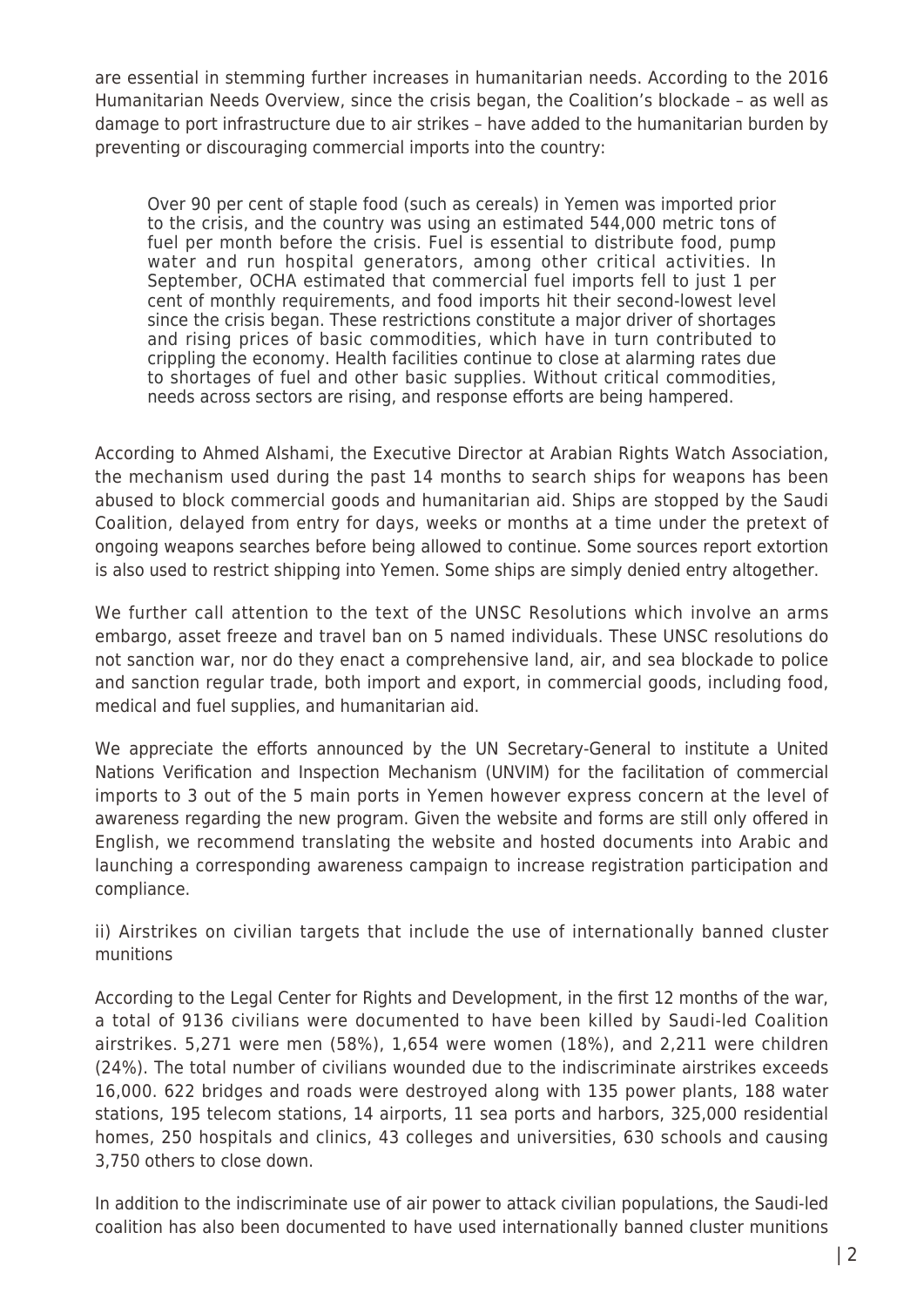are essential in stemming further increases in humanitarian needs. According to the 2016 Humanitarian Needs Overview, since the crisis began, the Coalition's blockade – as well as damage to port infrastructure due to air strikes – have added to the humanitarian burden by preventing or discouraging commercial imports into the country:

> Over 90 per cent of staple food (such as cereals) in Yemen was imported prior to the crisis, and the country was using an estimated 544,000 metric tons of fuel per month before the crisis. Fuel is essential to distribute food, pump water and run hospital generators, among other critical activities. In September, OCHA estimated that commercial fuel imports fell to just 1 per cent of monthly requirements, and food imports hit their second-lowest level since the crisis began. These restrictions constitute a major driver of shortages and rising prices of basic commodities, which have in turn contributed to crippling the economy. Health facilities continue to close at alarming rates due to shortages of fuel and other basic supplies. Without critical commodities, needs across sectors are rising, and response efforts are being hampered.

According to Ahmed Alshami, the Executive Director at Arabian Rights Watch Association, the mechanism used during the past 14 months to search ships for weapons has been abused to block commercial goods and humanitarian aid. Ships are stopped by the Saudi Coalition, delayed from entry for days, weeks or months at a time under the pretext of ongoing weapons searches before being allowed to continue. Some sources report extortion is also used to restrict shipping into Yemen. Some ships are simply denied entry altogether.

We further call attention to the text of the UNSC Resolutions which involve an arms embargo, asset freeze and travel ban on 5 named individuals. These UNSC resolutions do not sanction war, nor do they enact a comprehensive land, air, and sea blockade to police and sanction regular trade, both import and export, in commercial goods, including food, medical and fuel supplies, and humanitarian aid.

We appreciate the efforts announced by the UN Secretary-General to institute a United Nations Verification and Inspection Mechanism (UNVIM) for the facilitation of commercial imports to 3 out of the 5 main ports in Yemen however express concern at the level of awareness regarding the new program. Given the website and forms are still only offered in English, we recommend translating the website and hosted documents into Arabic and launching a corresponding awareness campaign to increase registration participation and compliance.

ii) Airstrikes on civilian targets that include the use of internationally banned cluster munitions

According to the Legal Center for Rights and Development, in the first 12 months of the war, a total of 9136 civilians were documented to have been killed by Saudi-led Coalition airstrikes. 5,271 were men (58%), 1,654 were women (18%), and 2,211 were children (24%). The total number of civilians wounded due to the indiscriminate airstrikes exceeds 16,000. 622 bridges and roads were destroyed along with 135 power plants, 188 water stations, 195 telecom stations, 14 airports, 11 sea ports and harbors, 325,000 residential homes, 250 hospitals and clinics, 43 colleges and universities, 630 schools and causing 3,750 others to close down.

In addition to the indiscriminate use of air power to attack civilian populations, the Saudi-led coalition has also been documented to have used internationally banned cluster munitions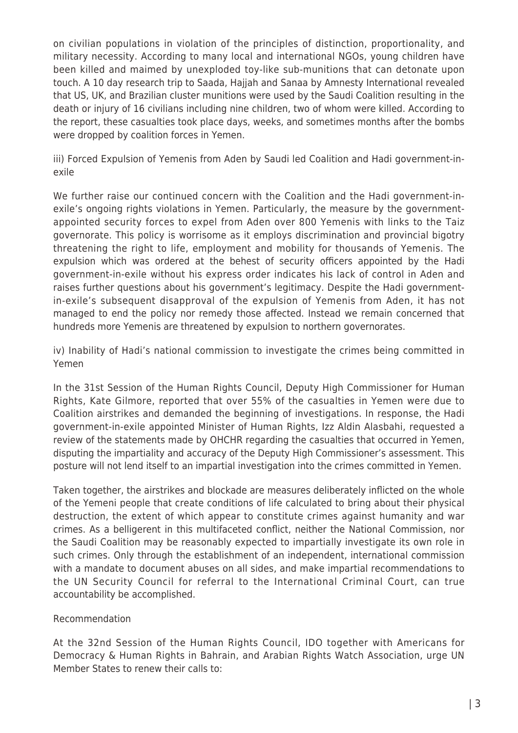on civilian populations in violation of the principles of distinction, proportionality, and military necessity. According to many local and international NGOs, young children have been killed and maimed by unexploded toy-like sub-munitions that can detonate upon touch. A 10 day research trip to Saada, Hajjah and Sanaa by Amnesty International revealed that US, UK, and Brazilian cluster munitions were used by the Saudi Coalition resulting in the death or injury of 16 civilians including nine children, two of whom were killed. According to the report, these casualties took place days, weeks, and sometimes months after the bombs were dropped by coalition forces in Yemen.

iii) Forced Expulsion of Yemenis from Aden by Saudi led Coalition and Hadi government-in-exile

We further raise our continued concern with the Coalition and the Hadi government-in-exile's ongoing rights violations in Yemen. Particularly, the measure by the government-appointed security forces to expel from Aden over 800 Yemenis with links to the Taiz governorate. This policy is worrisome as it employs discrimination and provincial bigotry threatening the right to life, employment and mobility for thousands of Yemenis. The expulsion which was ordered at the behest of security officers appointed by the Hadi government-in-exile without his express order indicates his lack of control in Aden and raises further questions about his government's legitimacy. Despite the Hadi government-in-exile's subsequent disapproval of the expulsion of Yemenis from Aden, it has not managed to end the policy nor remedy those affected. Instead we remain concerned that hundreds more Yemenis are threatened by expulsion to northern governorates.

iv) Inability of Hadi's national commission to investigate the crimes being committed in Yemen

In the 31st Session of the Human Rights Council, Deputy High Commissioner for Human Rights, Kate Gilmore, reported that over 55% of the casualties in Yemen were due to Coalition airstrikes and demanded the beginning of investigations. In response, the Hadi government-in-exile appointed Minister of Human Rights, Izz Aldin Alasbahi, requested a review of the statements made by OHCHR regarding the casualties that occurred in Yemen, disputing the impartiality and accuracy of the Deputy High Commissioner's assessment. This posture will not lend itself to an impartial investigation into the crimes committed in Yemen.

Taken together, the airstrikes and blockade are measures deliberately inflicted on the whole of the Yemeni people that create conditions of life calculated to bring about their physical destruction, the extent of which appear to constitute crimes against humanity and war crimes. As a belligerent in this multifaceted conflict, neither the National Commission, nor the Saudi Coalition may be reasonably expected to impartially investigate its own role in such crimes. Only through the establishment of an independent, international commission with a mandate to document abuses on all sides, and make impartial recommendations to the UN Security Council for referral to the International Criminal Court, can true accountability be accomplished.

Recommendation

At the 32nd Session of the Human Rights Council, IDO together with Americans for Democracy & Human Rights in Bahrain, and Arabian Rights Watch Association, urge UN Member States to renew their calls to: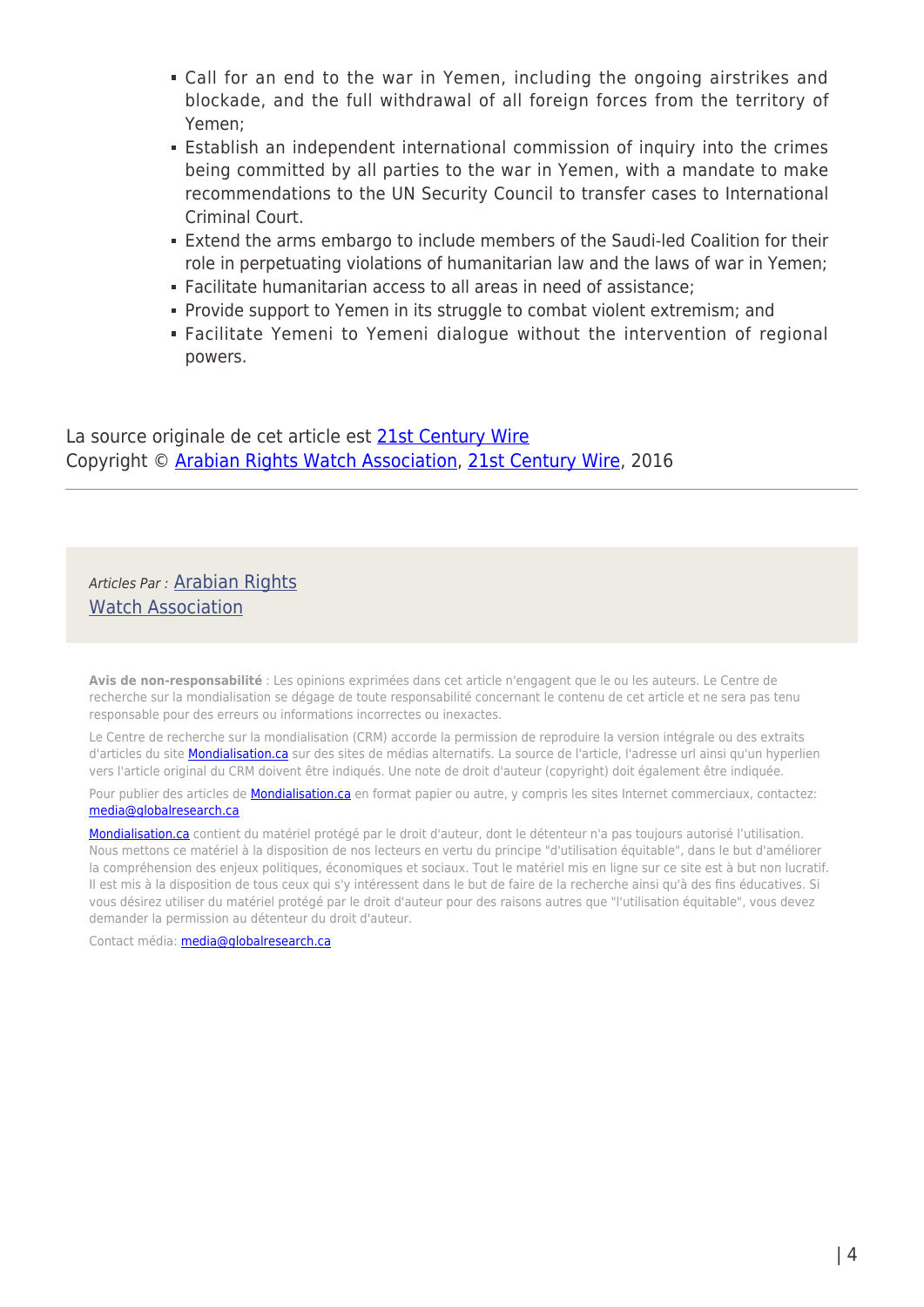- Call for an end to the war in Yemen, including the ongoing airstrikes and blockade, and the full withdrawal of all foreign forces from the territory of Yemen;
- Establish an independent international commission of inquiry into the crimes being committed by all parties to the war in Yemen, with a mandate to make recommendations to the UN Security Council to transfer cases to International Criminal Court.
- Extend the arms embargo to include members of the Saudi-led Coalition for their role in perpetuating violations of humanitarian law and the laws of war in Yemen;
- Facilitate humanitarian access to all areas in need of assistance;
- Provide support to Yemen in its struggle to combat violent extremism; and
- Facilitate Yemeni to Yemeni dialogue without the intervention of regional powers.

La source originale de cet article est [21st Century Wire](21st Century Wire)
Copyright © [Arabian Rights Watch Association](Arabian Rights Watch Association), [21st Century Wire](21st Century Wire), 2016

---

*Articles Par :* [Arabian Rights Watch Association](Arabian Rights Watch Association)

**Avis de non-responsabilité** : Les opinions exprimées dans cet article n'engagent que le ou les auteurs. Le Centre de recherche sur la mondialisation se dégage de toute responsabilité concernant le contenu de cet article et ne sera pas tenu responsable pour des erreurs ou informations incorrectes ou inexactes.

Le Centre de recherche sur la mondialisation (CRM) accorde la permission de reproduire la version intégrale ou des extraits d'articles du site Mondialisation.ca sur des sites de médias alternatifs. La source de l'article, l'adresse url ainsi qu'un hyperlien vers l'article original du CRM doivent être indiqués. Une note de droit d'auteur (copyright) doit également être indiquée.

Pour publier des articles de Mondialisation.ca en format papier ou autre, y compris les sites Internet commerciaux, contactez: media@globalresearch.ca

Mondialisation.ca contient du matériel protégé par le droit d'auteur, dont le détenteur n'a pas toujours autorisé l'utilisation. Nous mettons ce matériel à la disposition de nos lecteurs en vertu du principe "d'utilisation équitable", dans le but d'améliorer la compréhension des enjeux politiques, économiques et sociaux. Tout le matériel mis en ligne sur ce site est à but non lucratif. Il est mis à la disposition de tous ceux qui s'y intéressent dans le but de faire de la recherche ainsi qu'à des fins éducatives. Si vous désirez utiliser du matériel protégé par le droit d'auteur pour des raisons autres que "l'utilisation équitable", vous devez demander la permission au détenteur du droit d'auteur.

Contact média: media@globalresearch.ca